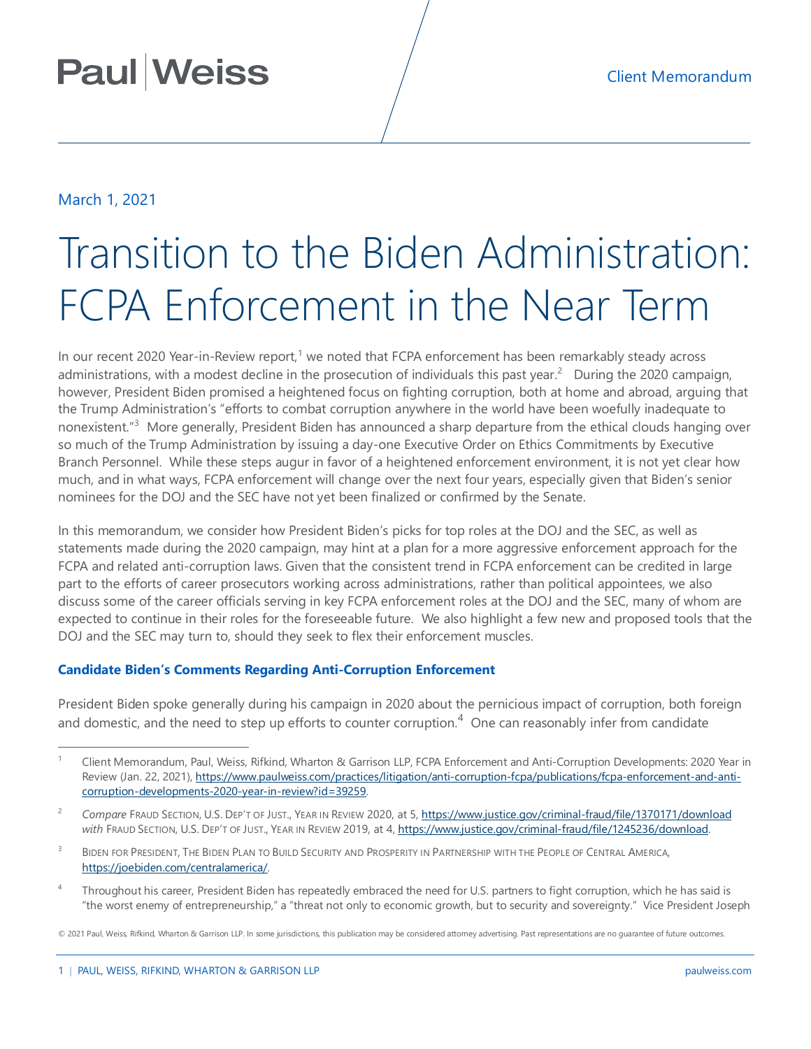Client Memorandum

March 1, 2021

# Transition to the Biden Administration: FCPA Enforcement in the Near Term

In our recent 2020 Year-in-Review report,[1] we noted that FCPA enforcement has been remarkably steady across administrations, with a modest decline in the prosecution of individuals this past year.[2] During the 2020 campaign, however, President Biden promised a heightened focus on fighting corruption, both at home and abroad, arguing that the Trump Administration's "efforts to combat corruption anywhere in the world have been woefully inadequate to nonexistent."[3] More generally, President Biden has announced a sharp departure from the ethical clouds hanging over so much of the Trump Administration by issuing a day-one Executive Order on Ethics Commitments by Executive Branch Personnel. While these steps augur in favor of a heightened enforcement environment, it is not yet clear how much, and in what ways, FCPA enforcement will change over the next four years, especially given that Biden's senior nominees for the DOJ and the SEC have not yet been finalized or confirmed by the Senate.

In this memorandum, we consider how President Biden's picks for top roles at the DOJ and the SEC, as well as statements made during the 2020 campaign, may hint at a plan for a more aggressive enforcement approach for the FCPA and related anti-corruption laws. Given that the consistent trend in FCPA enforcement can be credited in large part to the efforts of career prosecutors working across administrations, rather than political appointees, we also discuss some of the career officials serving in key FCPA enforcement roles at the DOJ and the SEC, many of whom are expected to continue in their roles for the foreseeable future. We also highlight a few new and proposed tools that the DOJ and the SEC may turn to, should they seek to flex their enforcement muscles.

### Candidate Biden's Comments Regarding Anti-Corruption Enforcement

President Biden spoke generally during his campaign in 2020 about the pernicious impact of corruption, both foreign and domestic, and the need to step up efforts to counter corruption.[4] One can reasonably infer from candidate

---

[1] Client Memorandum, Paul, Weiss, Rifkind, Wharton & Garrison LLP, FCPA Enforcement and Anti-Corruption Developments: 2020 Year in Review (Jan. 22, 2021), https://www.paulweiss.com/practices/litigation/anti-corruption-fcpa/publications/fcpa-enforcement-and-anti-corruption-developments-2020-year-in-review?id=39259.

[2] *Compare* Fraud Section, U.S. Dep't of Just., Year in Review 2020, at 5, https://www.justice.gov/criminal-fraud/file/1370171/download *with* Fraud Section, U.S. Dep't of Just., Year in Review 2019, at 4, https://www.justice.gov/criminal-fraud/file/1245236/download.

[3] Biden for President, The Biden Plan to Build Security and Prosperity in Partnership with the People of Central America, https://joebiden.com/centralamerica/.

[4] Throughout his career, President Biden has repeatedly embraced the need for U.S. partners to fight corruption, which he has said is "the worst enemy of entrepreneurship," a "threat not only to economic growth, but to security and sovereignty." Vice President Joseph

© 2021 Paul, Weiss, Rifkind, Wharton & Garrison LLP. In some jurisdictions, this publication may be considered attorney advertising. Past representations are no guarantee of future outcomes.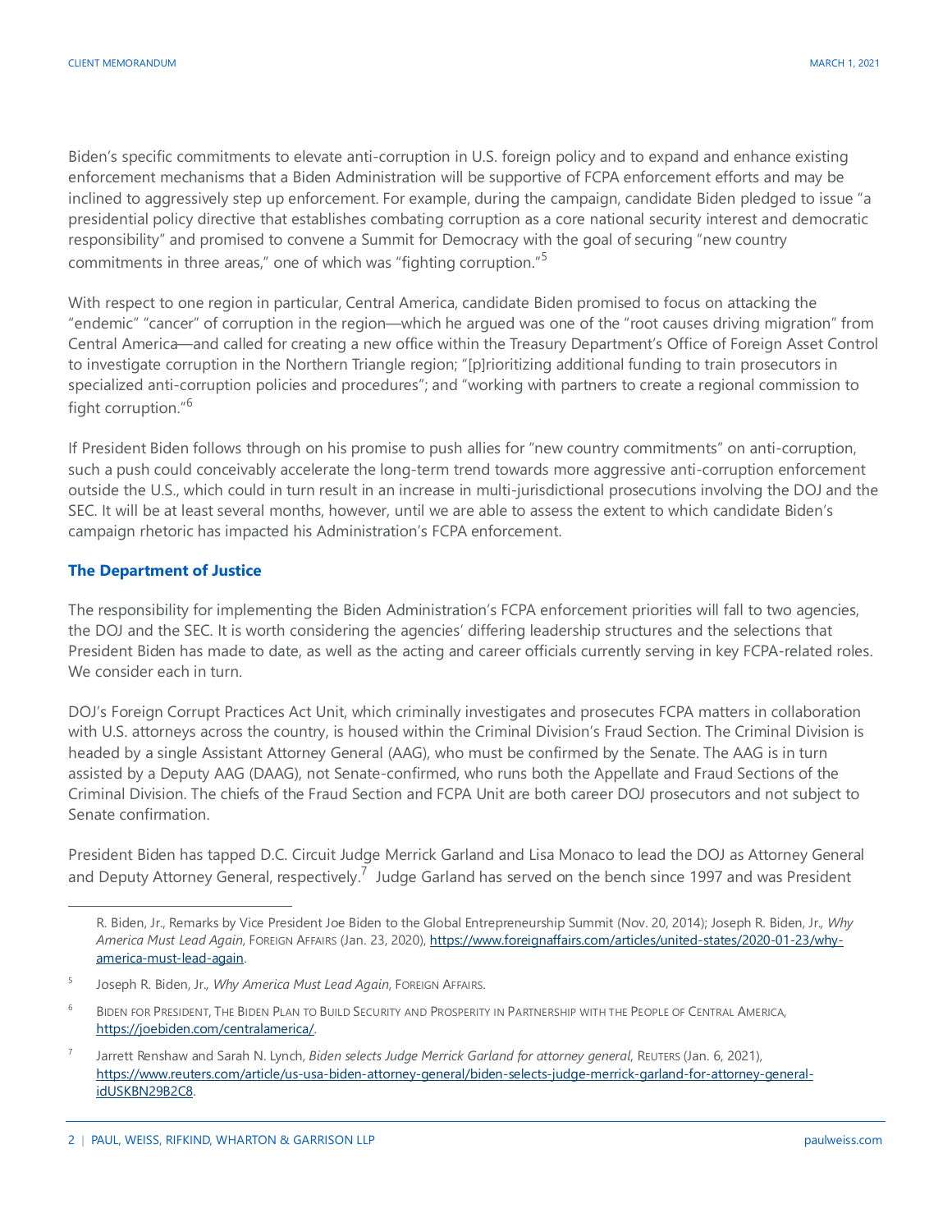Biden's specific commitments to elevate anti-corruption in U.S. foreign policy and to expand and enhance existing enforcement mechanisms that a Biden Administration will be supportive of FCPA enforcement efforts and may be inclined to aggressively step up enforcement. For example, during the campaign, candidate Biden pledged to issue "a presidential policy directive that establishes combating corruption as a core national security interest and democratic responsibility" and promised to convene a Summit for Democracy with the goal of securing "new country commitments in three areas," one of which was "fighting corruption."[5]

With respect to one region in particular, Central America, candidate Biden promised to focus on attacking the "endemic" "cancer" of corruption in the region—which he argued was one of the "root causes driving migration" from Central America—and called for creating a new office within the Treasury Department's Office of Foreign Asset Control to investigate corruption in the Northern Triangle region; "[p]rioritizing additional funding to train prosecutors in specialized anti-corruption policies and procedures"; and "working with partners to create a regional commission to fight corruption."[6]

If President Biden follows through on his promise to push allies for "new country commitments" on anti-corruption, such a push could conceivably accelerate the long-term trend towards more aggressive anti-corruption enforcement outside the U.S., which could in turn result in an increase in multi-jurisdictional prosecutions involving the DOJ and the SEC. It will be at least several months, however, until we are able to assess the extent to which candidate Biden's campaign rhetoric has impacted his Administration's FCPA enforcement.

## The Department of Justice

The responsibility for implementing the Biden Administration's FCPA enforcement priorities will fall to two agencies, the DOJ and the SEC. It is worth considering the agencies' differing leadership structures and the selections that President Biden has made to date, as well as the acting and career officials currently serving in key FCPA-related roles. We consider each in turn.

DOJ's Foreign Corrupt Practices Act Unit, which criminally investigates and prosecutes FCPA matters in collaboration with U.S. attorneys across the country, is housed within the Criminal Division's Fraud Section. The Criminal Division is headed by a single Assistant Attorney General (AAG), who must be confirmed by the Senate. The AAG is in turn assisted by a Deputy AAG (DAAG), not Senate-confirmed, who runs both the Appellate and Fraud Sections of the Criminal Division. The chiefs of the Fraud Section and FCPA Unit are both career DOJ prosecutors and not subject to Senate confirmation.

President Biden has tapped D.C. Circuit Judge Merrick Garland and Lisa Monaco to lead the DOJ as Attorney General and Deputy Attorney General, respectively.[7] Judge Garland has served on the bench since 1997 and was President

---

R. Biden, Jr., Remarks by Vice President Joe Biden to the Global Entrepreneurship Summit (Nov. 20, 2014); Joseph R. Biden, Jr., *Why America Must Lead Again*, FOREIGN AFFAIRS (Jan. 23, 2020), https://www.foreignaffairs.com/articles/united-states/2020-01-23/why-america-must-lead-again.

[5] Joseph R. Biden, Jr., *Why America Must Lead Again*, FOREIGN AFFAIRS.

[6] BIDEN FOR PRESIDENT, THE BIDEN PLAN TO BUILD SECURITY AND PROSPERITY IN PARTNERSHIP WITH THE PEOPLE OF CENTRAL AMERICA, https://joebiden.com/centralamerica/.

[7] Jarrett Renshaw and Sarah N. Lynch, *Biden selects Judge Merrick Garland for attorney general*, REUTERS (Jan. 6, 2021), https://www.reuters.com/article/us-usa-biden-attorney-general/biden-selects-judge-merrick-garland-for-attorney-general-idUSKBN29B2C8.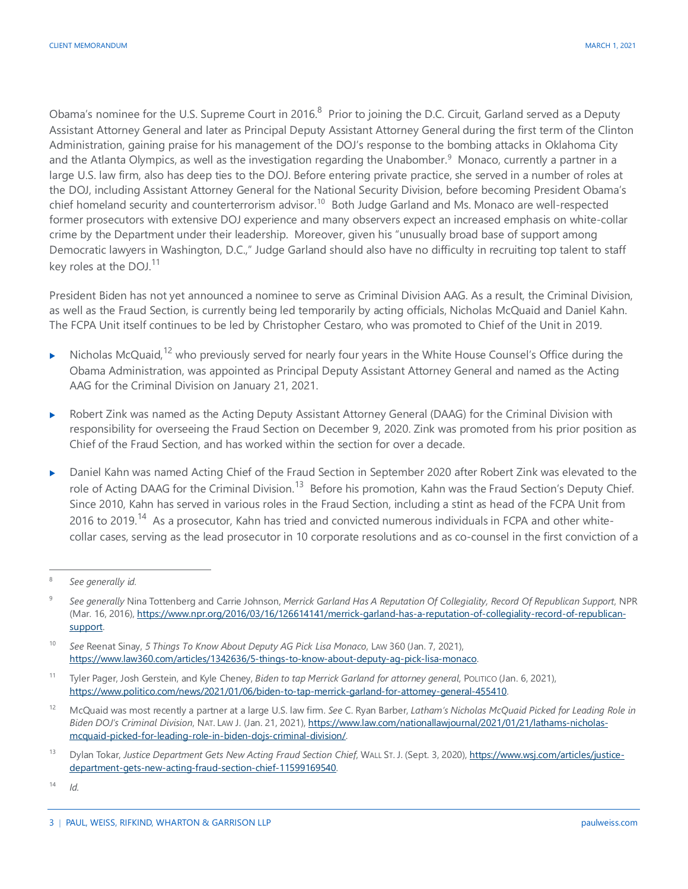Obama's nominee for the U.S. Supreme Court in 2016.[8] Prior to joining the D.C. Circuit, Garland served as a Deputy Assistant Attorney General and later as Principal Deputy Assistant Attorney General during the first term of the Clinton Administration, gaining praise for his management of the DOJ's response to the bombing attacks in Oklahoma City and the Atlanta Olympics, as well as the investigation regarding the Unabomber.[9] Monaco, currently a partner in a large U.S. law firm, also has deep ties to the DOJ. Before entering private practice, she served in a number of roles at the DOJ, including Assistant Attorney General for the National Security Division, before becoming President Obama's chief homeland security and counterterrorism advisor.[10] Both Judge Garland and Ms. Monaco are well-respected former prosecutors with extensive DOJ experience and many observers expect an increased emphasis on white-collar crime by the Department under their leadership. Moreover, given his "unusually broad base of support among Democratic lawyers in Washington, D.C.," Judge Garland should also have no difficulty in recruiting top talent to staff key roles at the DOJ.[11]

President Biden has not yet announced a nominee to serve as Criminal Division AAG. As a result, the Criminal Division, as well as the Fraud Section, is currently being led temporarily by acting officials, Nicholas McQuaid and Daniel Kahn. The FCPA Unit itself continues to be led by Christopher Cestaro, who was promoted to Chief of the Unit in 2019.

- Nicholas McQuaid,[12] who previously served for nearly four years in the White House Counsel's Office during the Obama Administration, was appointed as Principal Deputy Assistant Attorney General and named as the Acting AAG for the Criminal Division on January 21, 2021.
- Robert Zink was named as the Acting Deputy Assistant Attorney General (DAAG) for the Criminal Division with responsibility for overseeing the Fraud Section on December 9, 2020. Zink was promoted from his prior position as Chief of the Fraud Section, and has worked within the section for over a decade.
- Daniel Kahn was named Acting Chief of the Fraud Section in September 2020 after Robert Zink was elevated to the role of Acting DAAG for the Criminal Division.[13] Before his promotion, Kahn was the Fraud Section's Deputy Chief. Since 2010, Kahn has served in various roles in the Fraud Section, including a stint as head of the FCPA Unit from 2016 to 2019.[14] As a prosecutor, Kahn has tried and convicted numerous individuals in FCPA and other white-collar cases, serving as the lead prosecutor in 10 corporate resolutions and as co-counsel in the first conviction of a

---

[8] *See generally id.*

[9] *See generally* Nina Tottenberg and Carrie Johnson, *Merrick Garland Has A Reputation Of Collegiality, Record Of Republican Support*, NPR (Mar. 16, 2016), https://www.npr.org/2016/03/16/126614141/merrick-garland-has-a-reputation-of-collegiality-record-of-republican-support.

[10] *See* Reenat Sinay, *5 Things To Know About Deputy AG Pick Lisa Monaco*, LAW 360 (Jan. 7, 2021), https://www.law360.com/articles/1342636/5-things-to-know-about-deputy-ag-pick-lisa-monaco.

[11] Tyler Pager, Josh Gerstein, and Kyle Cheney, *Biden to tap Merrick Garland for attorney general*, POLITICO (Jan. 6, 2021), https://www.politico.com/news/2021/01/06/biden-to-tap-merrick-garland-for-attorney-general-455410.

[12] McQuaid was most recently a partner at a large U.S. law firm. *See* C. Ryan Barber, *Latham's Nicholas McQuaid Picked for Leading Role in Biden DOJ's Criminal Division*, NAT. LAW J. (Jan. 21, 2021), https://www.law.com/nationallawjournal/2021/01/21/lathams-nicholas-mcquaid-picked-for-leading-role-in-biden-dojs-criminal-division/.

[13] Dylan Tokar, *Justice Department Gets New Acting Fraud Section Chief*, WALL ST. J. (Sept. 3, 2020), https://www.wsj.com/articles/justice-department-gets-new-acting-fraud-section-chief-11599169540.

[14] *Id.*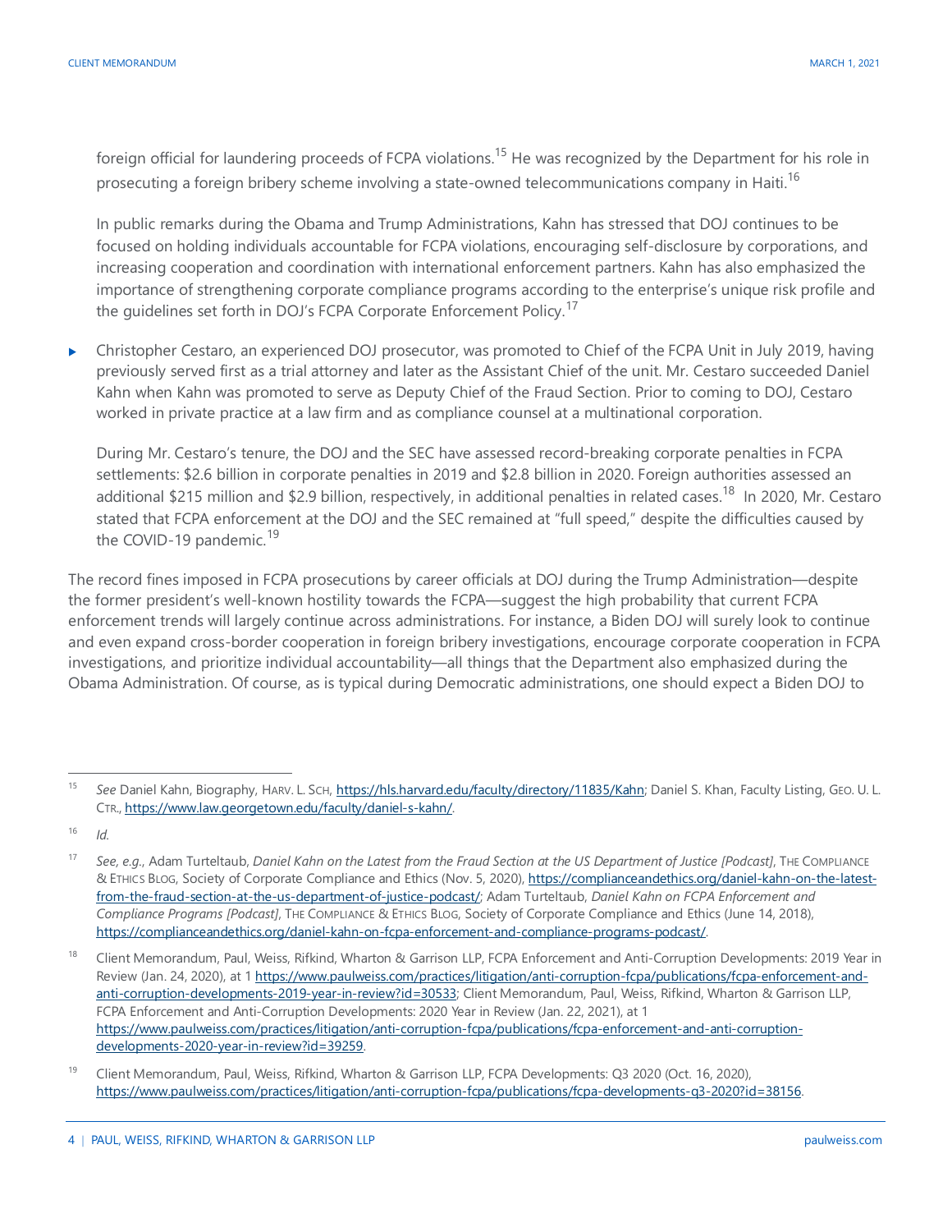foreign official for laundering proceeds of FCPA violations.[15] He was recognized by the Department for his role in prosecuting a foreign bribery scheme involving a state-owned telecommunications company in Haiti.[16]

In public remarks during the Obama and Trump Administrations, Kahn has stressed that DOJ continues to be focused on holding individuals accountable for FCPA violations, encouraging self-disclosure by corporations, and increasing cooperation and coordination with international enforcement partners. Kahn has also emphasized the importance of strengthening corporate compliance programs according to the enterprise's unique risk profile and the guidelines set forth in DOJ's FCPA Corporate Enforcement Policy.[17]

- Christopher Cestaro, an experienced DOJ prosecutor, was promoted to Chief of the FCPA Unit in July 2019, having previously served first as a trial attorney and later as the Assistant Chief of the unit. Mr. Cestaro succeeded Daniel Kahn when Kahn was promoted to serve as Deputy Chief of the Fraud Section. Prior to coming to DOJ, Cestaro worked in private practice at a law firm and as compliance counsel at a multinational corporation.

  During Mr. Cestaro's tenure, the DOJ and the SEC have assessed record-breaking corporate penalties in FCPA settlements: $2.6 billion in corporate penalties in 2019 and $2.8 billion in 2020. Foreign authorities assessed an additional $215 million and $2.9 billion, respectively, in additional penalties in related cases.[18] In 2020, Mr. Cestaro stated that FCPA enforcement at the DOJ and the SEC remained at "full speed," despite the difficulties caused by the COVID-19 pandemic.[19]

The record fines imposed in FCPA prosecutions by career officials at DOJ during the Trump Administration—despite the former president's well-known hostility towards the FCPA—suggest the high probability that current FCPA enforcement trends will largely continue across administrations. For instance, a Biden DOJ will surely look to continue and even expand cross-border cooperation in foreign bribery investigations, encourage corporate cooperation in FCPA investigations, and prioritize individual accountability—all things that the Department also emphasized during the Obama Administration. Of course, as is typical during Democratic administrations, one should expect a Biden DOJ to

---

[15] *See* Daniel Kahn, Biography, HARV. L. SCH, https://hls.harvard.edu/faculty/directory/11835/Kahn; Daniel S. Khan, Faculty Listing, GEO. U. L. CTR., https://www.law.georgetown.edu/faculty/daniel-s-kahn/.

[16] *Id.*

[17] *See, e.g.*, Adam Turteltaub, *Daniel Kahn on the Latest from the Fraud Section at the US Department of Justice [Podcast]*, THE COMPLIANCE & ETHICS BLOG, Society of Corporate Compliance and Ethics (Nov. 5, 2020), https://complianceandethics.org/daniel-kahn-on-the-latest-from-the-fraud-section-at-the-us-department-of-justice-podcast/; Adam Turteltaub, *Daniel Kahn on FCPA Enforcement and Compliance Programs [Podcast]*, THE COMPLIANCE & ETHICS BLOG, Society of Corporate Compliance and Ethics (June 14, 2018), https://complianceandethics.org/daniel-kahn-on-fcpa-enforcement-and-compliance-programs-podcast/.

[18] Client Memorandum, Paul, Weiss, Rifkind, Wharton & Garrison LLP, FCPA Enforcement and Anti-Corruption Developments: 2019 Year in Review (Jan. 24, 2020), at 1 https://www.paulweiss.com/practices/litigation/anti-corruption-fcpa/publications/fcpa-enforcement-and-anti-corruption-developments-2019-year-in-review?id=30533; Client Memorandum, Paul, Weiss, Rifkind, Wharton & Garrison LLP, FCPA Enforcement and Anti-Corruption Developments: 2020 Year in Review (Jan. 22, 2021), at 1 https://www.paulweiss.com/practices/litigation/anti-corruption-fcpa/publications/fcpa-enforcement-and-anti-corruption-developments-2020-year-in-review?id=39259.

[19] Client Memorandum, Paul, Weiss, Rifkind, Wharton & Garrison LLP, FCPA Developments: Q3 2020 (Oct. 16, 2020), https://www.paulweiss.com/practices/litigation/anti-corruption-fcpa/publications/fcpa-developments-q3-2020?id=38156.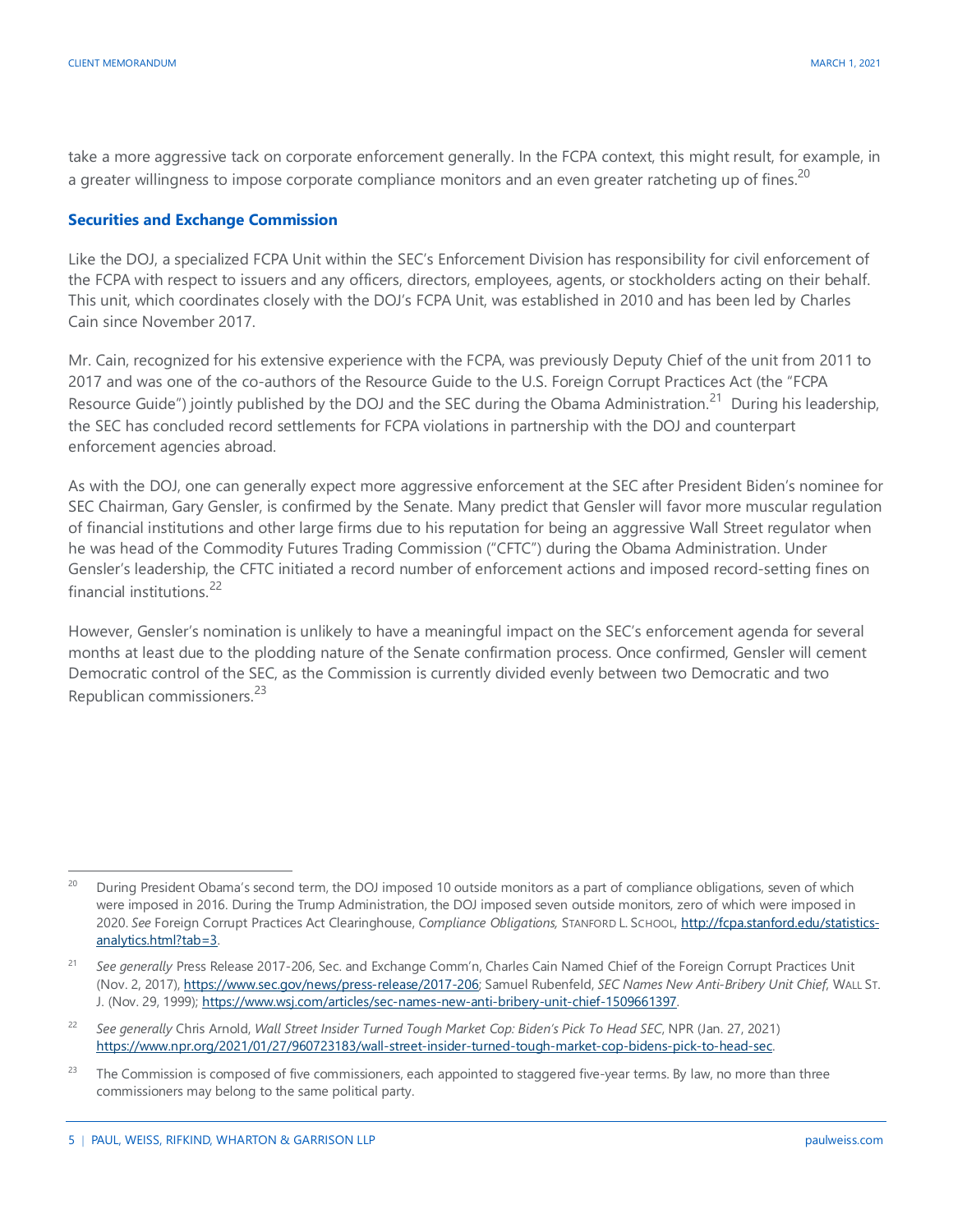take a more aggressive tack on corporate enforcement generally. In the FCPA context, this might result, for example, in a greater willingness to impose corporate compliance monitors and an even greater ratcheting up of fines.[20]

### Securities and Exchange Commission

Like the DOJ, a specialized FCPA Unit within the SEC's Enforcement Division has responsibility for civil enforcement of the FCPA with respect to issuers and any officers, directors, employees, agents, or stockholders acting on their behalf. This unit, which coordinates closely with the DOJ's FCPA Unit, was established in 2010 and has been led by Charles Cain since November 2017.

Mr. Cain, recognized for his extensive experience with the FCPA, was previously Deputy Chief of the unit from 2011 to 2017 and was one of the co-authors of the Resource Guide to the U.S. Foreign Corrupt Practices Act (the "FCPA Resource Guide") jointly published by the DOJ and the SEC during the Obama Administration.[21] During his leadership, the SEC has concluded record settlements for FCPA violations in partnership with the DOJ and counterpart enforcement agencies abroad.

As with the DOJ, one can generally expect more aggressive enforcement at the SEC after President Biden's nominee for SEC Chairman, Gary Gensler, is confirmed by the Senate. Many predict that Gensler will favor more muscular regulation of financial institutions and other large firms due to his reputation for being an aggressive Wall Street regulator when he was head of the Commodity Futures Trading Commission ("CFTC") during the Obama Administration. Under Gensler's leadership, the CFTC initiated a record number of enforcement actions and imposed record-setting fines on financial institutions.[22]

However, Gensler's nomination is unlikely to have a meaningful impact on the SEC's enforcement agenda for several months at least due to the plodding nature of the Senate confirmation process. Once confirmed, Gensler will cement Democratic control of the SEC, as the Commission is currently divided evenly between two Democratic and two Republican commissioners.[23]

---

[20] During President Obama's second term, the DOJ imposed 10 outside monitors as a part of compliance obligations, seven of which were imposed in 2016. During the Trump Administration, the DOJ imposed seven outside monitors, zero of which were imposed in 2020. *See* Foreign Corrupt Practices Act Clearinghouse, *Compliance Obligations,* STANFORD L. SCHOOL, http://fcpa.stanford.edu/statistics-analytics.html?tab=3.

[21] *See generally* Press Release 2017-206, Sec. and Exchange Comm'n, Charles Cain Named Chief of the Foreign Corrupt Practices Unit (Nov. 2, 2017), https://www.sec.gov/news/press-release/2017-206; Samuel Rubenfeld, *SEC Names New Anti-Bribery Unit Chief*, WALL ST. J. (Nov. 29, 1999); https://www.wsj.com/articles/sec-names-new-anti-bribery-unit-chief-1509661397.

[22] *See generally* Chris Arnold, *Wall Street Insider Turned Tough Market Cop: Biden's Pick To Head SEC*, NPR (Jan. 27, 2021) https://www.npr.org/2021/01/27/960723183/wall-street-insider-turned-tough-market-cop-bidens-pick-to-head-sec.

[23] The Commission is composed of five commissioners, each appointed to staggered five-year terms. By law, no more than three commissioners may belong to the same political party.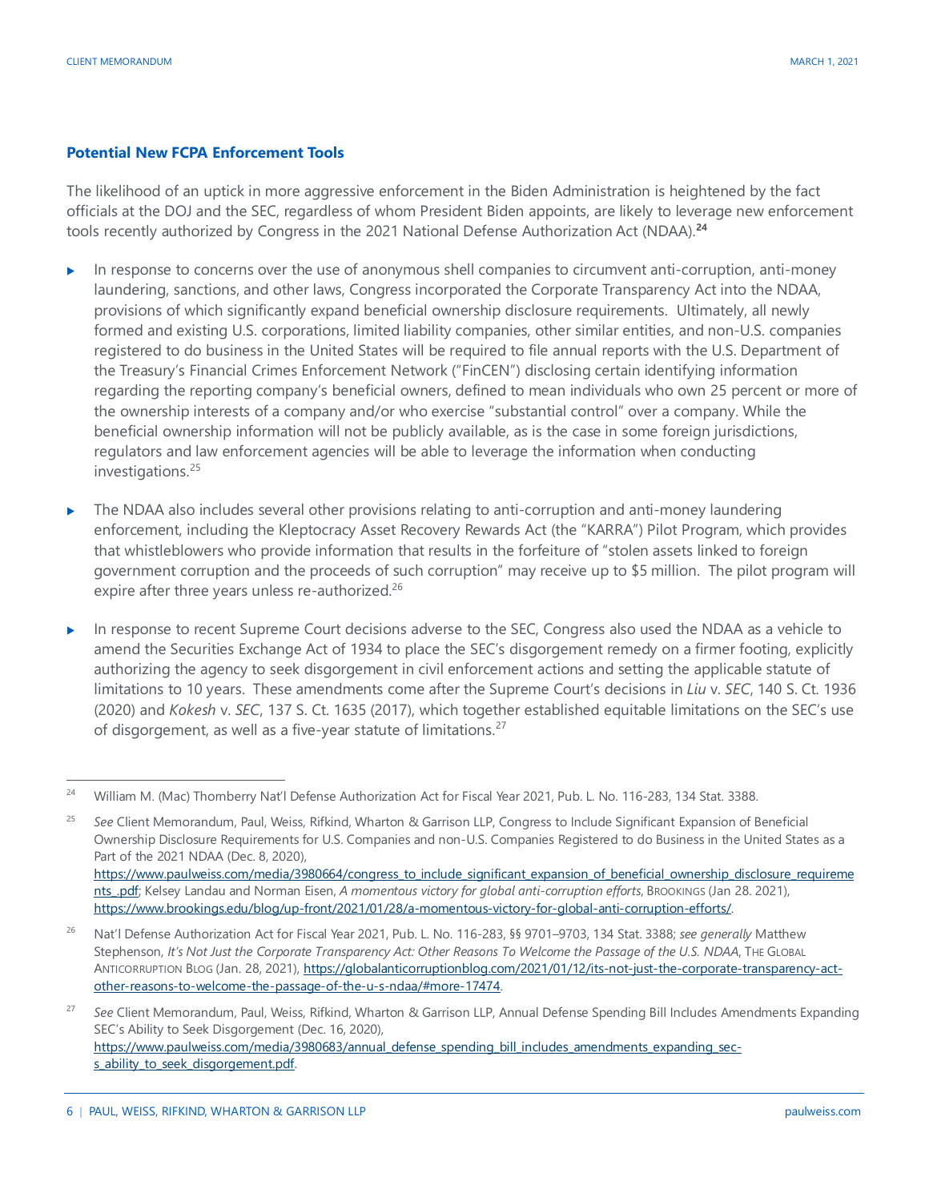### Potential New FCPA Enforcement Tools

The likelihood of an uptick in more aggressive enforcement in the Biden Administration is heightened by the fact officials at the DOJ and the SEC, regardless of whom President Biden appoints, are likely to leverage new enforcement tools recently authorized by Congress in the 2021 National Defense Authorization Act (NDAA).[24]

- In response to concerns over the use of anonymous shell companies to circumvent anti-corruption, anti-money laundering, sanctions, and other laws, Congress incorporated the Corporate Transparency Act into the NDAA, provisions of which significantly expand beneficial ownership disclosure requirements. Ultimately, all newly formed and existing U.S. corporations, limited liability companies, other similar entities, and non-U.S. companies registered to do business in the United States will be required to file annual reports with the U.S. Department of the Treasury's Financial Crimes Enforcement Network ("FinCEN") disclosing certain identifying information regarding the reporting company's beneficial owners, defined to mean individuals who own 25 percent or more of the ownership interests of a company and/or who exercise "substantial control" over a company. While the beneficial ownership information will not be publicly available, as is the case in some foreign jurisdictions, regulators and law enforcement agencies will be able to leverage the information when conducting investigations.[25]
- The NDAA also includes several other provisions relating to anti-corruption and anti-money laundering enforcement, including the Kleptocracy Asset Recovery Rewards Act (the "KARRA") Pilot Program, which provides that whistleblowers who provide information that results in the forfeiture of "stolen assets linked to foreign government corruption and the proceeds of such corruption" may receive up to $5 million. The pilot program will expire after three years unless re-authorized.[26]
- In response to recent Supreme Court decisions adverse to the SEC, Congress also used the NDAA as a vehicle to amend the Securities Exchange Act of 1934 to place the SEC's disgorgement remedy on a firmer footing, explicitly authorizing the agency to seek disgorgement in civil enforcement actions and setting the applicable statute of limitations to 10 years. These amendments come after the Supreme Court's decisions in *Liu* v. *SEC*, 140 S. Ct. 1936 (2020) and *Kokesh* v. *SEC*, 137 S. Ct. 1635 (2017), which together established equitable limitations on the SEC's use of disgorgement, as well as a five-year statute of limitations.[27]

---

[24] William M. (Mac) Thornberry Nat'l Defense Authorization Act for Fiscal Year 2021, Pub. L. No. 116-283, 134 Stat. 3388.

[25] *See* Client Memorandum, Paul, Weiss, Rifkind, Wharton & Garrison LLP, Congress to Include Significant Expansion of Beneficial Ownership Disclosure Requirements for U.S. Companies and non-U.S. Companies Registered to do Business in the United States as a Part of the 2021 NDAA (Dec. 8, 2020), https://www.paulweiss.com/media/3980664/congress_to_include_significant_expansion_of_beneficial_ownership_disclosure_requirements_.pdf; Kelsey Landau and Norman Eisen, *A momentous victory for global anti-corruption efforts*, BROOKINGS (Jan 28. 2021), https://www.brookings.edu/blog/up-front/2021/01/28/a-momentous-victory-for-global-anti-corruption-efforts/.

[26] Nat'l Defense Authorization Act for Fiscal Year 2021, Pub. L. No. 116-283, §§ 9701–9703, 134 Stat. 3388; *see generally* Matthew Stephenson, *It's Not Just the Corporate Transparency Act: Other Reasons To Welcome the Passage of the U.S. NDAA*, THE GLOBAL ANTICORRUPTION BLOG (Jan. 28, 2021), https://globalanticorruptionblog.com/2021/01/12/its-not-just-the-corporate-transparency-act-other-reasons-to-welcome-the-passage-of-the-u-s-ndaa/#more-17474.

[27] *See* Client Memorandum, Paul, Weiss, Rifkind, Wharton & Garrison LLP, Annual Defense Spending Bill Includes Amendments Expanding SEC's Ability to Seek Disgorgement (Dec. 16, 2020), https://www.paulweiss.com/media/3980683/annual_defense_spending_bill_includes_amendments_expanding_sec-s_ability_to_seek_disgorgement.pdf.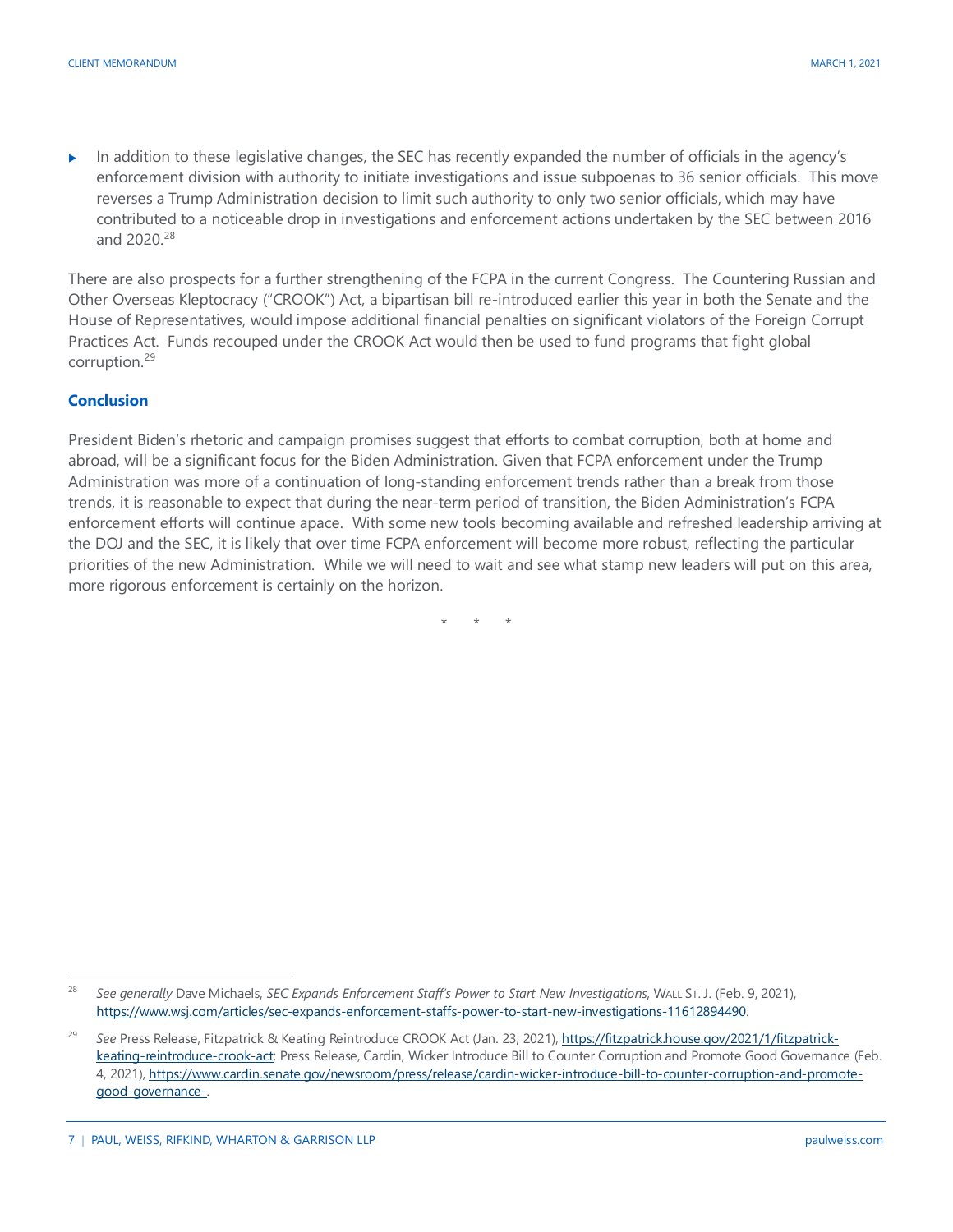- In addition to these legislative changes, the SEC has recently expanded the number of officials in the agency's enforcement division with authority to initiate investigations and issue subpoenas to 36 senior officials. This move reverses a Trump Administration decision to limit such authority to only two senior officials, which may have contributed to a noticeable drop in investigations and enforcement actions undertaken by the SEC between 2016 and 2020.[28]

There are also prospects for a further strengthening of the FCPA in the current Congress. The Countering Russian and Other Overseas Kleptocracy ("CROOK") Act, a bipartisan bill re-introduced earlier this year in both the Senate and the House of Representatives, would impose additional financial penalties on significant violators of the Foreign Corrupt Practices Act. Funds recouped under the CROOK Act would then be used to fund programs that fight global corruption.[29]

## Conclusion

President Biden's rhetoric and campaign promises suggest that efforts to combat corruption, both at home and abroad, will be a significant focus for the Biden Administration. Given that FCPA enforcement under the Trump Administration was more of a continuation of long-standing enforcement trends rather than a break from those trends, it is reasonable to expect that during the near-term period of transition, the Biden Administration's FCPA enforcement efforts will continue apace. With some new tools becoming available and refreshed leadership arriving at the DOJ and the SEC, it is likely that over time FCPA enforcement will become more robust, reflecting the particular priorities of the new Administration. While we will need to wait and see what stamp new leaders will put on this area, more rigorous enforcement is certainly on the horizon.

\* \* \*

---

[28] *See generally* Dave Michaels, *SEC Expands Enforcement Staff's Power to Start New Investigations*, WALL ST. J. (Feb. 9, 2021), https://www.wsj.com/articles/sec-expands-enforcement-staffs-power-to-start-new-investigations-11612894490.

[29] *See* Press Release, Fitzpatrick & Keating Reintroduce CROOK Act (Jan. 23, 2021), https://fitzpatrick.house.gov/2021/1/fitzpatrick-keating-reintroduce-crook-act; Press Release, Cardin, Wicker Introduce Bill to Counter Corruption and Promote Good Governance (Feb. 4, 2021), https://www.cardin.senate.gov/newsroom/press/release/cardin-wicker-introduce-bill-to-counter-corruption-and-promote-good-governance-.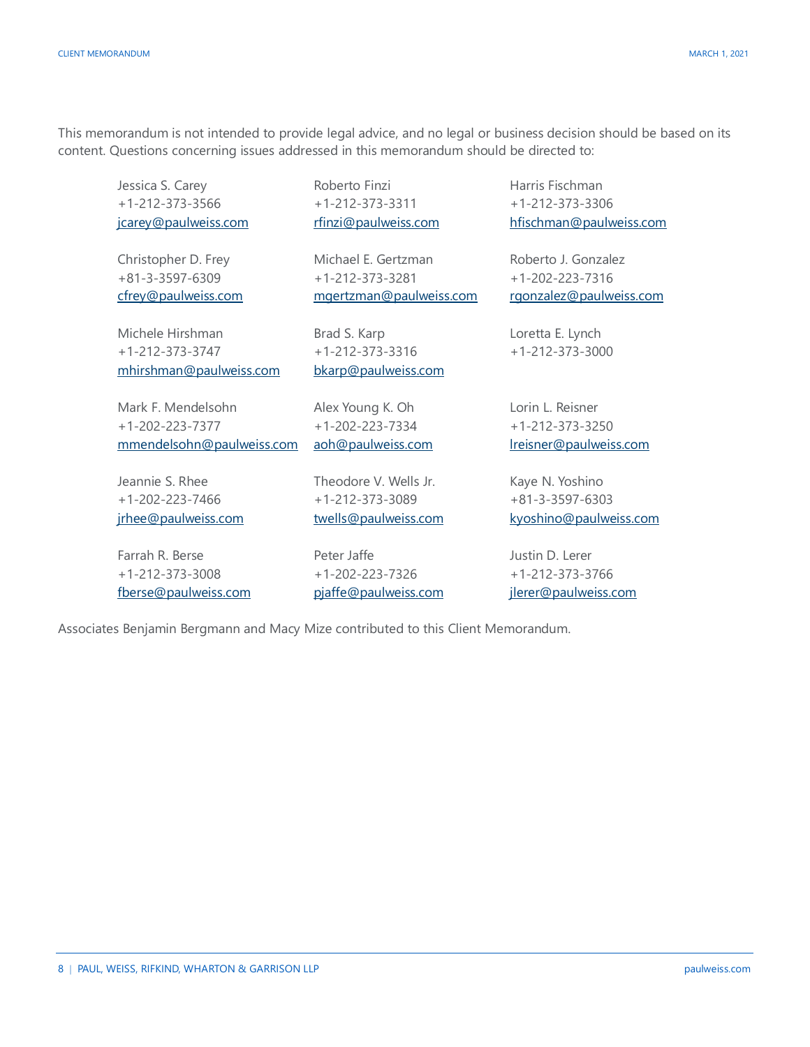This memorandum is not intended to provide legal advice, and no legal or business decision should be based on its content. Questions concerning issues addressed in this memorandum should be directed to:

Jessica S. Carey
+1-212-373-3566
jcarey@paulweiss.com

Roberto Finzi
+1-212-373-3311
rfinzi@paulweiss.com

Harris Fischman
+1-212-373-3306
hfischman@paulweiss.com

Christopher D. Frey
+81-3-3597-6309
cfrey@paulweiss.com

Michael E. Gertzman
+1-212-373-3281
mgertzman@paulweiss.com

Roberto J. Gonzalez
+1-202-223-7316
rgonzalez@paulweiss.com

Michele Hirshman
+1-212-373-3747
mhirshman@paulweiss.com

Brad S. Karp
+1-212-373-3316
bkarp@paulweiss.com

Loretta E. Lynch
+1-212-373-3000

Mark F. Mendelsohn
+1-202-223-7377
mmendelsohn@paulweiss.com

Alex Young K. Oh
+1-202-223-7334
aoh@paulweiss.com

Lorin L. Reisner
+1-212-373-3250
lreisner@paulweiss.com

Jeannie S. Rhee
+1-202-223-7466
jrhee@paulweiss.com

Theodore V. Wells Jr.
+1-212-373-3089
twells@paulweiss.com

Kaye N. Yoshino
+81-3-3597-6303
kyoshino@paulweiss.com

Farrah R. Berse
+1-212-373-3008
fberse@paulweiss.com

Peter Jaffe
+1-202-223-7326
pjaffe@paulweiss.com

Justin D. Lerer
+1-212-373-3766
jlerer@paulweiss.com

Associates Benjamin Bergmann and Macy Mize contributed to this Client Memorandum.